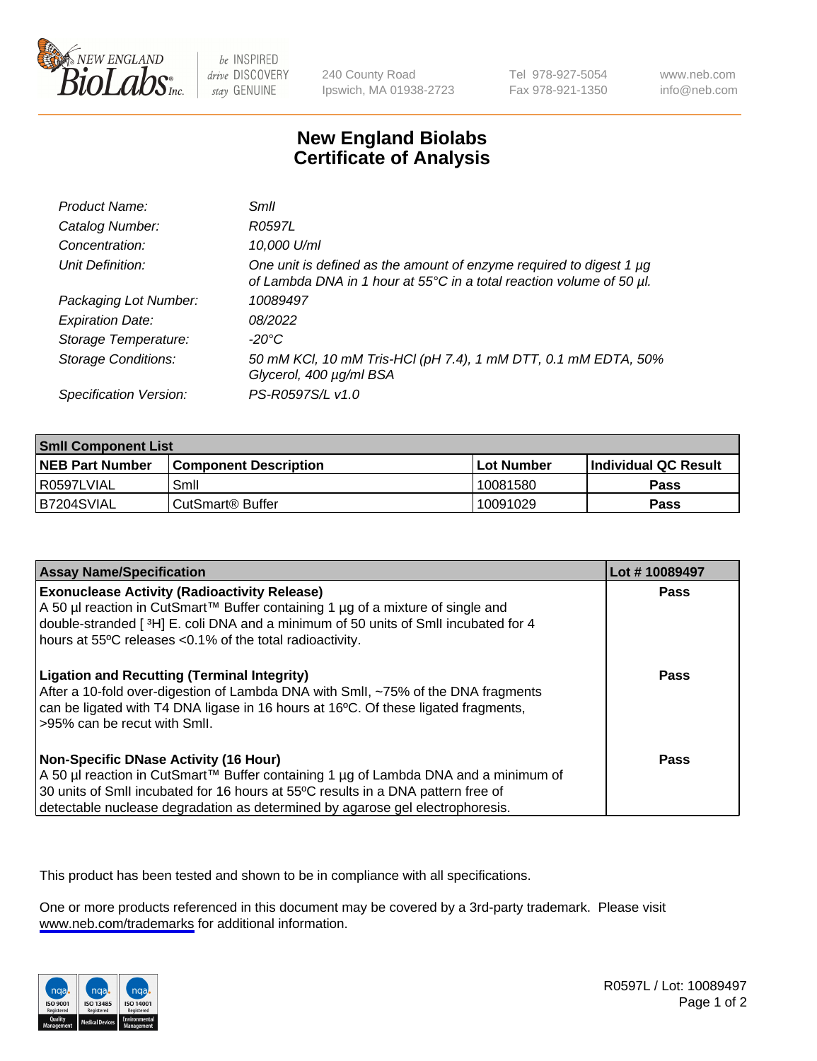# New England Biolabs
# Certificate of Analysis

| | |
|---|---|
| *Product Name:* | *SmlI* |
| *Catalog Number:* | *R0597L* |
| *Concentration:* | *10,000 U/ml* |
| *Unit Definition:* | *One unit is defined as the amount of enzyme required to digest 1 µg of Lambda DNA in 1 hour at 55°C in a total reaction volume of 50 µl.* |
| *Packaging Lot Number:* | *10089497* |
| *Expiration Date:* | *08/2022* |
| *Storage Temperature:* | *-20°C* |
| *Storage Conditions:* | *50 mM KCl, 10 mM Tris-HCl (pH 7.4), 1 mM DTT, 0.1 mM EDTA, 50% Glycerol, 400 µg/ml BSA* |
| *Specification Version:* | *PS-R0597S/L v1.0* |

| **SmlI Component List** | | | |
|---|---|---|---|
| **NEB Part Number** | **Component Description** | **Lot Number** | **Individual QC Result** |
| R0597LVIAL | SmlI | 10081580 | **Pass** |
| B7204SVIAL | CutSmart® Buffer | 10091029 | **Pass** |

| **Assay Name/Specification** | **Lot # 10089497** |
|---|---|
| **Exonuclease Activity (Radioactivity Release)** A 50 µl reaction in CutSmart™ Buffer containing 1 µg of a mixture of single and double-stranded [ $^3$H] E. coli DNA and a minimum of 50 units of SmlI incubated for 4 hours at 55ºC releases <0.1% of the total radioactivity. | **Pass** |
| **Ligation and Recutting (Terminal Integrity)** After a 10-fold over-digestion of Lambda DNA with SmlI, ~75% of the DNA fragments can be ligated with T4 DNA ligase in 16 hours at 16ºC. Of these ligated fragments, >95% can be recut with SmlI. | **Pass** |
| **Non-Specific DNase Activity (16 Hour)** A 50 µl reaction in CutSmart™ Buffer containing 1 µg of Lambda DNA and a minimum of 30 units of SmlI incubated for 16 hours at 55ºC results in a DNA pattern free of detectable nuclease degradation as determined by agarose gel electrophoresis. | **Pass** |

This product has been tested and shown to be in compliance with all specifications.

One or more products referenced in this document may be covered by a 3rd-party trademark. Please visit www.neb.com/trademarks for additional information.

R0597L / Lot: 10089497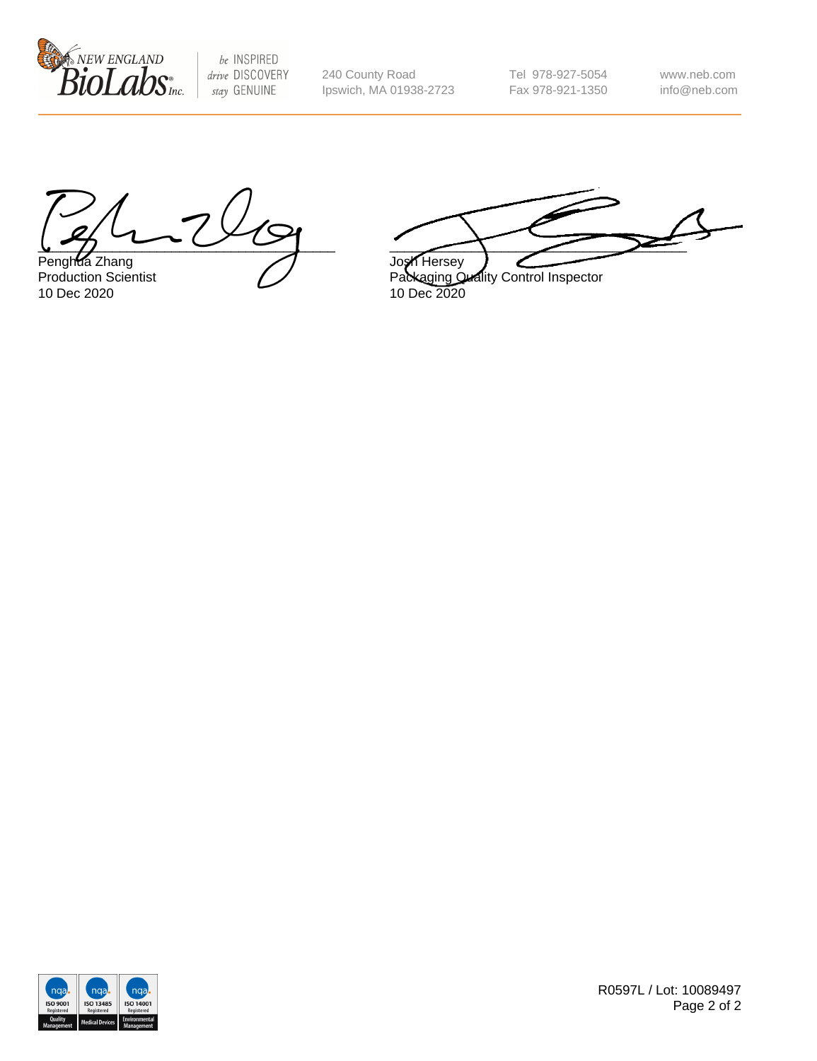Penghua Zhang
Production Scientist
10 Dec 2020

Josh Hersey
Packaging Quality Control Inspector
10 Dec 2020

R0597L / Lot: 10089497